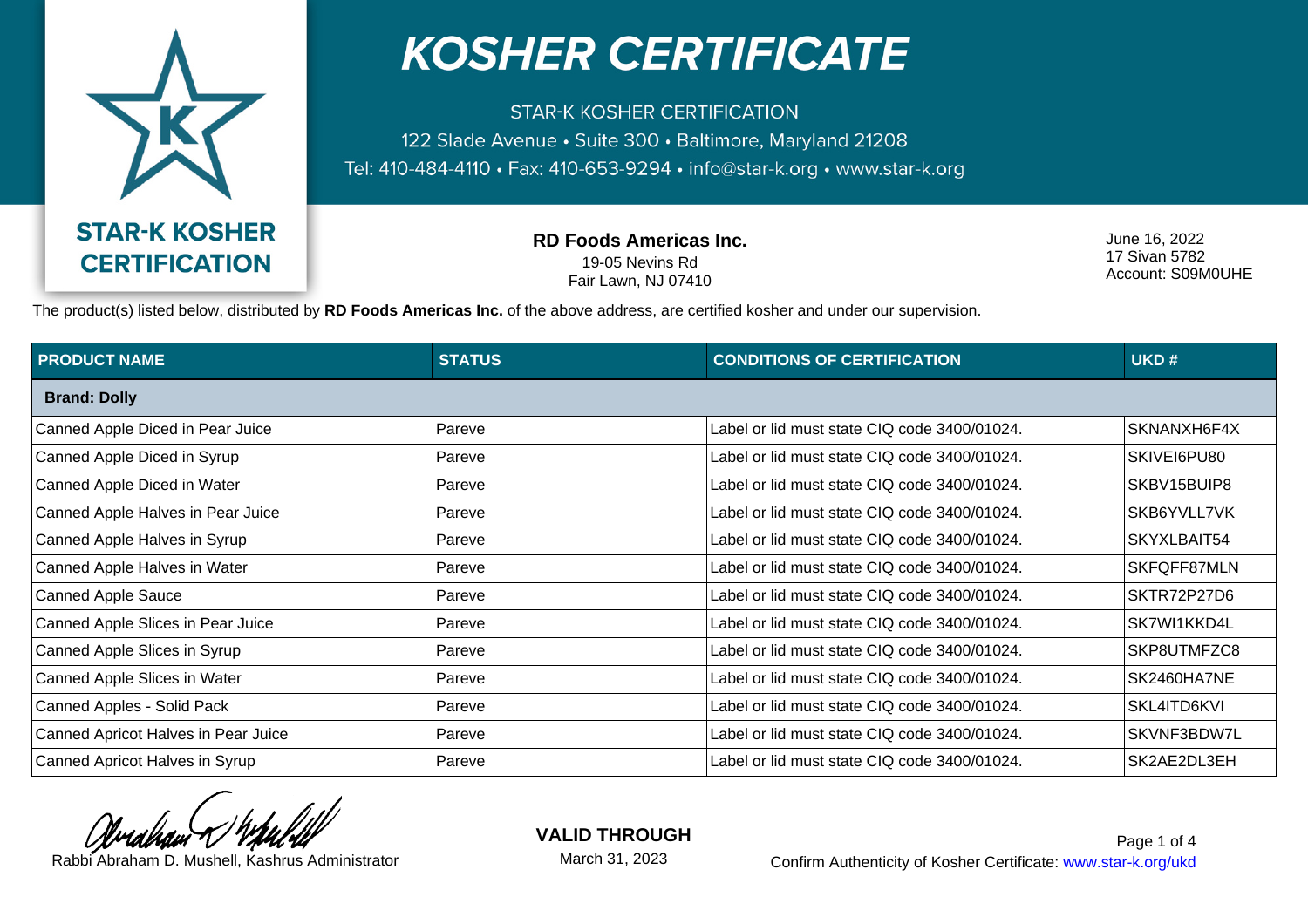# KOSHER CERTIFICATE

STAR-K KOSHER CERTIFICATION
122 Slade Avenue • Suite 300 • Baltimore, Maryland 21208
Tel: 410-484-4110 • Fax: 410-653-9294 • info@star-k.org • www.star-k.org

**STAR-K KOSHER CERTIFICATION**

**RD Foods Americas Inc.**
19-05 Nevins Rd
Fair Lawn, NJ 07410

June 16, 2022
17 Sivan 5782
Account: S09M0UHE

The product(s) listed below, distributed by **RD Foods Americas Inc.** of the above address, are certified kosher and under our supervision.

| PRODUCT NAME | STATUS | CONDITIONS OF CERTIFICATION | UKD # |
| --- | --- | --- | --- |
| **Brand: Dolly** | | | |
| Canned Apple Diced in Pear Juice | Pareve | Label or lid must state CIQ code 3400/01024. | SKNANXH6F4X |
| Canned Apple Diced in Syrup | Pareve | Label or lid must state CIQ code 3400/01024. | SKIVEI6PU80 |
| Canned Apple Diced in Water | Pareve | Label or lid must state CIQ code 3400/01024. | SKBV15BUIP8 |
| Canned Apple Halves in Pear Juice | Pareve | Label or lid must state CIQ code 3400/01024. | SKB6YVLL7VK |
| Canned Apple Halves in Syrup | Pareve | Label or lid must state CIQ code 3400/01024. | SKYXLBAIT54 |
| Canned Apple Halves in Water | Pareve | Label or lid must state CIQ code 3400/01024. | SKFQFF87MLN |
| Canned Apple Sauce | Pareve | Label or lid must state CIQ code 3400/01024. | SKTR72P27D6 |
| Canned Apple Slices in Pear Juice | Pareve | Label or lid must state CIQ code 3400/01024. | SK7WI1KKD4L |
| Canned Apple Slices in Syrup | Pareve | Label or lid must state CIQ code 3400/01024. | SKP8UTMFZC8 |
| Canned Apple Slices in Water | Pareve | Label or lid must state CIQ code 3400/01024. | SK2460HA7NE |
| Canned Apples - Solid Pack | Pareve | Label or lid must state CIQ code 3400/01024. | SKL4ITD6KVI |
| Canned Apricot Halves in Pear Juice | Pareve | Label or lid must state CIQ code 3400/01024. | SKVNF3BDW7L |
| Canned Apricot Halves in Syrup | Pareve | Label or lid must state CIQ code 3400/01024. | SK2AE2DL3EH |

Rabbi Abraham D. Mushell, Kashrus Administrator

**VALID THROUGH**
March 31, 2023

Confirm Authenticity of Kosher Certificate: www.star-k.org/ukd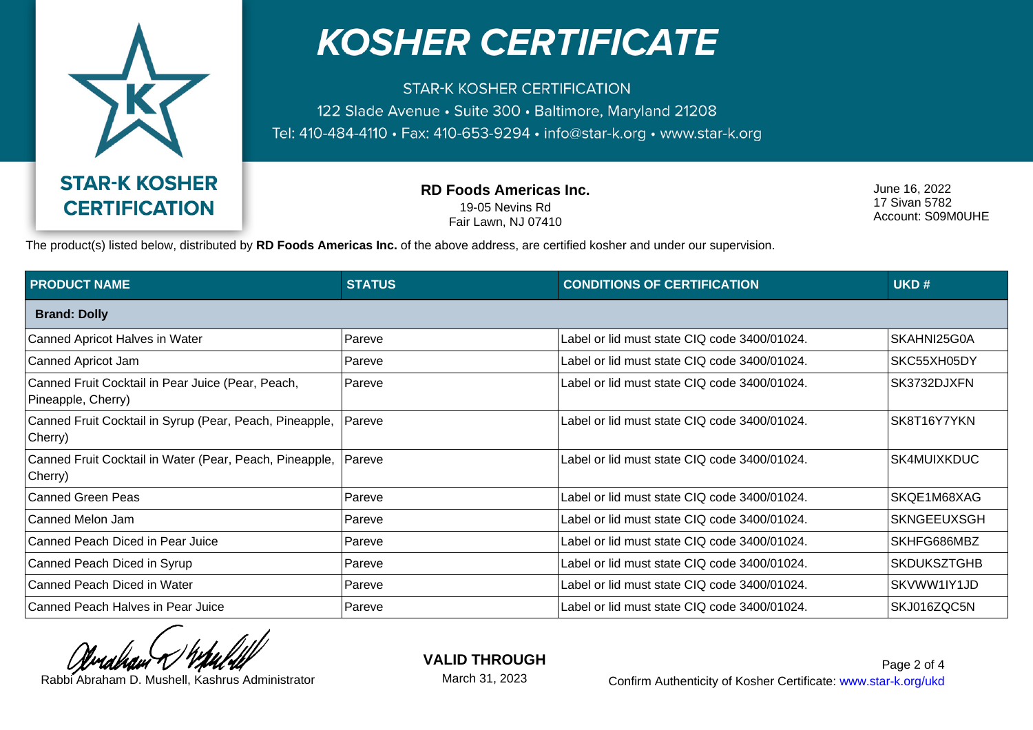# KOSHER CERTIFICATE

STAR-K KOSHER CERTIFICATION
122 Slade Avenue • Suite 300 • Baltimore, Maryland 21208
Tel: 410-484-4110 • Fax: 410-653-9294 • info@star-k.org • www.star-k.org

**STAR-K KOSHER CERTIFICATION**

**RD Foods Americas Inc.**
19-05 Nevins Rd
Fair Lawn, NJ 07410

June 16, 2022
17 Sivan 5782
Account: S09M0UHE

The product(s) listed below, distributed by **RD Foods Americas Inc.** of the above address, are certified kosher and under our supervision.

| PRODUCT NAME | STATUS | CONDITIONS OF CERTIFICATION | UKD # |
|---|---|---|---|
| **Brand: Dolly** | | | |
| Canned Apricot Halves in Water | Pareve | Label or lid must state CIQ code 3400/01024. | SKAHNI25G0A |
| Canned Apricot Jam | Pareve | Label or lid must state CIQ code 3400/01024. | SKC55XH05DY |
| Canned Fruit Cocktail in Pear Juice (Pear, Peach, Pineapple, Cherry) | Pareve | Label or lid must state CIQ code 3400/01024. | SK3732DJXFN |
| Canned Fruit Cocktail in Syrup (Pear, Peach, Pineapple, Cherry) | Pareve | Label or lid must state CIQ code 3400/01024. | SK8T16Y7YKN |
| Canned Fruit Cocktail in Water (Pear, Peach, Pineapple, Cherry) | Pareve | Label or lid must state CIQ code 3400/01024. | SK4MUIXKDUC |
| Canned Green Peas | Pareve | Label or lid must state CIQ code 3400/01024. | SKQE1M68XAG |
| Canned Melon Jam | Pareve | Label or lid must state CIQ code 3400/01024. | SKNGEEUXSGH |
| Canned Peach Diced in Pear Juice | Pareve | Label or lid must state CIQ code 3400/01024. | SKHFG686MBZ |
| Canned Peach Diced in Syrup | Pareve | Label or lid must state CIQ code 3400/01024. | SKDUKSZTGHB |
| Canned Peach Diced in Water | Pareve | Label or lid must state CIQ code 3400/01024. | SKVWW1IY1JD |
| Canned Peach Halves in Pear Juice | Pareve | Label or lid must state CIQ code 3400/01024. | SKJ016ZQC5N |

Rabbi Abraham D. Mushell, Kashrus Administrator

**VALID THROUGH**
March 31, 2023

Confirm Authenticity of Kosher Certificate: www.star-k.org/ukd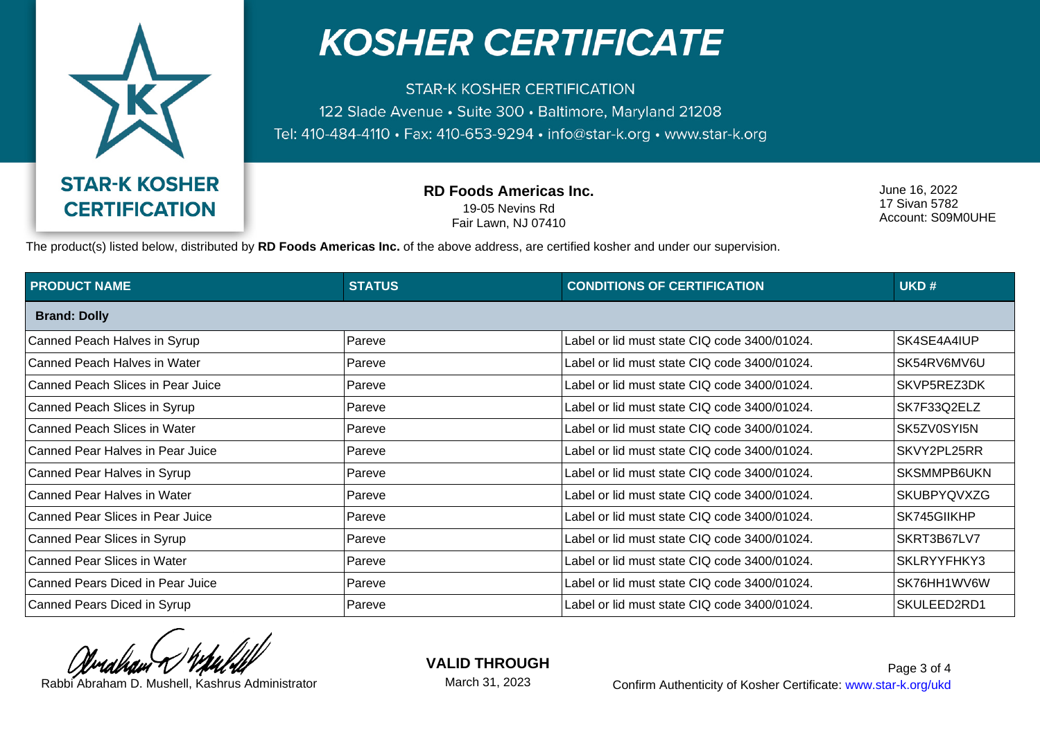# KOSHER CERTIFICATE

STAR-K KOSHER CERTIFICATION
122 Slade Avenue • Suite 300 • Baltimore, Maryland 21208
Tel: 410-484-4110 • Fax: 410-653-9294 • info@star-k.org • www.star-k.org

**STAR-K KOSHER CERTIFICATION**

**RD Foods Americas Inc.**
19-05 Nevins Rd
Fair Lawn, NJ 07410

June 16, 2022
17 Sivan 5782
Account: S09M0UHE

The product(s) listed below, distributed by **RD Foods Americas Inc.** of the above address, are certified kosher and under our supervision.

| PRODUCT NAME | STATUS | CONDITIONS OF CERTIFICATION | UKD # |
|---|---|---|---|
| **Brand: Dolly** | | | |
| Canned Peach Halves in Syrup | Pareve | Label or lid must state CIQ code 3400/01024. | SK4SE4A4IUP |
| Canned Peach Halves in Water | Pareve | Label or lid must state CIQ code 3400/01024. | SK54RV6MV6U |
| Canned Peach Slices in Pear Juice | Pareve | Label or lid must state CIQ code 3400/01024. | SKVP5REZ3DK |
| Canned Peach Slices in Syrup | Pareve | Label or lid must state CIQ code 3400/01024. | SK7F33Q2ELZ |
| Canned Peach Slices in Water | Pareve | Label or lid must state CIQ code 3400/01024. | SK5ZV0SYI5N |
| Canned Pear Halves in Pear Juice | Pareve | Label or lid must state CIQ code 3400/01024. | SKVY2PL25RR |
| Canned Pear Halves in Syrup | Pareve | Label or lid must state CIQ code 3400/01024. | SKSMMPB6UKN |
| Canned Pear Halves in Water | Pareve | Label or lid must state CIQ code 3400/01024. | SKUBPYQVXZG |
| Canned Pear Slices in Pear Juice | Pareve | Label or lid must state CIQ code 3400/01024. | SK745GIIKHP |
| Canned Pear Slices in Syrup | Pareve | Label or lid must state CIQ code 3400/01024. | SKRT3B67LV7 |
| Canned Pear Slices in Water | Pareve | Label or lid must state CIQ code 3400/01024. | SKLRYYFHKY3 |
| Canned Pears Diced in Pear Juice | Pareve | Label or lid must state CIQ code 3400/01024. | SK76HH1WV6W |
| Canned Pears Diced in Syrup | Pareve | Label or lid must state CIQ code 3400/01024. | SKULEED2RD1 |

Rabbi Abraham D. Mushell, Kashrus Administrator

**VALID THROUGH**
March 31, 2023

Confirm Authenticity of Kosher Certificate: www.star-k.org/ukd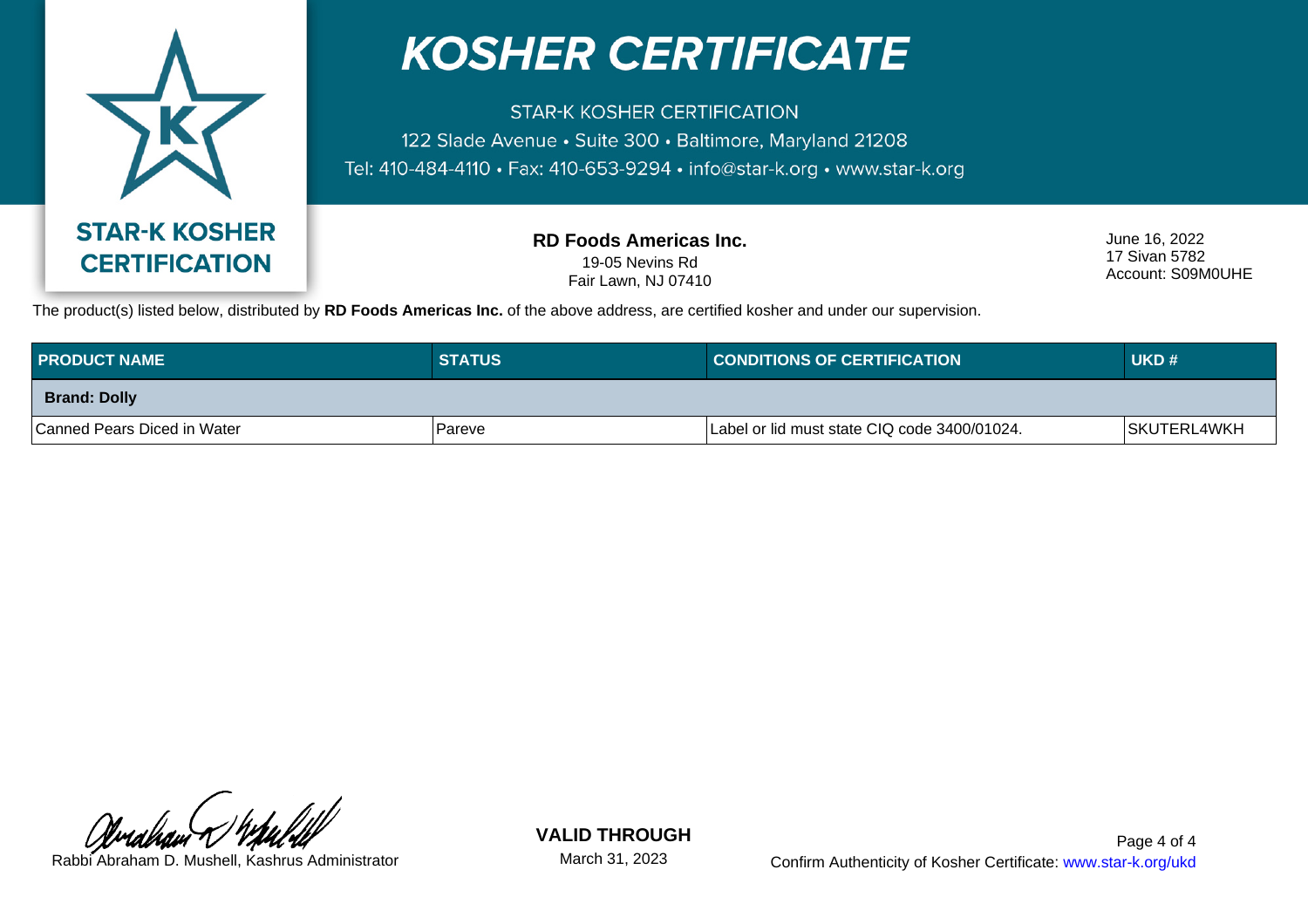# KOSHER CERTIFICATE

STAR-K KOSHER CERTIFICATION
122 Slade Avenue • Suite 300 • Baltimore, Maryland 21208
Tel: 410-484-4110 • Fax: 410-653-9294 • info@star-k.org • www.star-k.org

STAR-K KOSHER CERTIFICATION

**RD Foods Americas Inc.**
19-05 Nevins Rd
Fair Lawn, NJ 07410

June 16, 2022
17 Sivan 5782
Account: S09M0UHE

The product(s) listed below, distributed by **RD Foods Americas Inc.** of the above address, are certified kosher and under our supervision.

| PRODUCT NAME | STATUS | CONDITIONS OF CERTIFICATION | UKD # |
|---|---|---|---|
| **Brand: Dolly** | | | |
| Canned Pears Diced in Water | Pareve | Label or lid must state CIQ code 3400/01024. | SKUTERL4WKH |

Rabbi Abraham D. Mushell, Kashrus Administrator

**VALID THROUGH**
March 31, 2023

Confirm Authenticity of Kosher Certificate: www.star-k.org/ukd